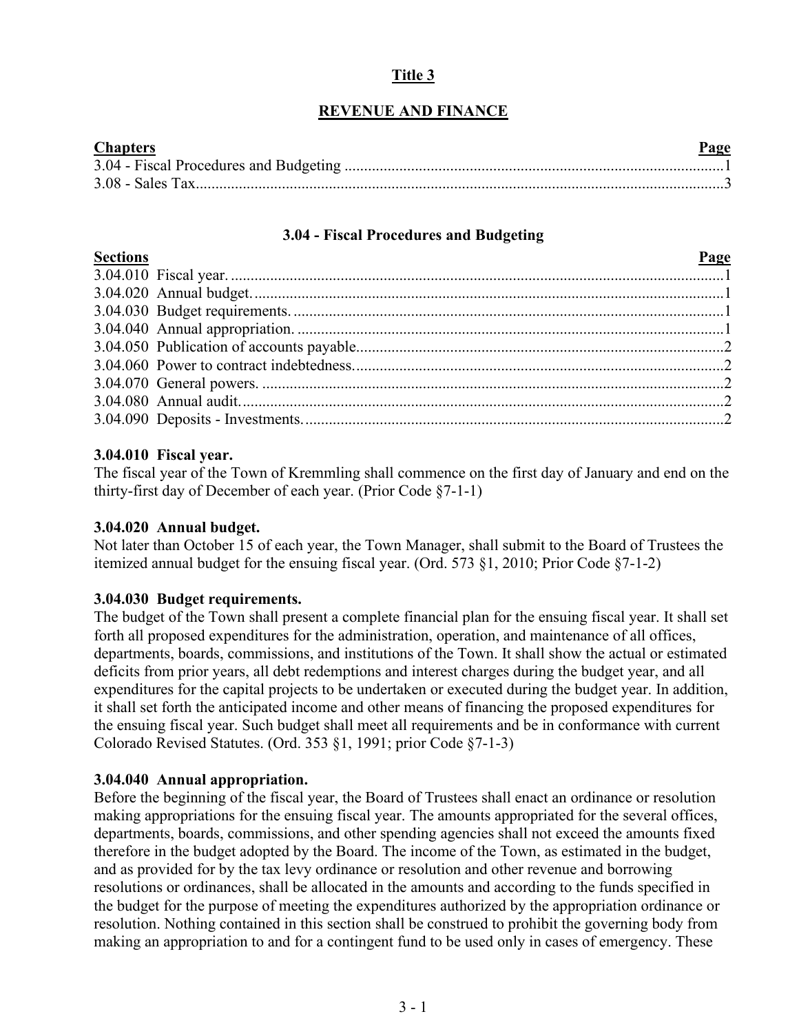# Title 3

## REVENUE AND FINANCE

| Chapters | Page |
|---|---|
| 3.04 - Fiscal Procedures and Budgeting | 1 |
| 3.08 - Sales Tax | 3 |

### 3.04 - Fiscal Procedures and Budgeting

| Sections | Page |
|---|---|
| 3.04.010 Fiscal year. | 1 |
| 3.04.020 Annual budget. | 1 |
| 3.04.030 Budget requirements. | 1 |
| 3.04.040 Annual appropriation. | 1 |
| 3.04.050 Publication of accounts payable | 2 |
| 3.04.060 Power to contract indebtedness. | 2 |
| 3.04.070 General powers. | 2 |
| 3.04.080 Annual audit. | 2 |
| 3.04.090 Deposits - Investments. | 2 |

**3.04.010 Fiscal year.**
The fiscal year of the Town of Kremmling shall commence on the first day of January and end on the thirty-first day of December of each year. (Prior Code §7-1-1)

**3.04.020 Annual budget.**
Not later than October 15 of each year, the Town Manager, shall submit to the Board of Trustees the itemized annual budget for the ensuing fiscal year. (Ord. 573 §1, 2010; Prior Code §7-1-2)

**3.04.030 Budget requirements.**
The budget of the Town shall present a complete financial plan for the ensuing fiscal year. It shall set forth all proposed expenditures for the administration, operation, and maintenance of all offices, departments, boards, commissions, and institutions of the Town. It shall show the actual or estimated deficits from prior years, all debt redemptions and interest charges during the budget year, and all expenditures for the capital projects to be undertaken or executed during the budget year. In addition, it shall set forth the anticipated income and other means of financing the proposed expenditures for the ensuing fiscal year. Such budget shall meet all requirements and be in conformance with current Colorado Revised Statutes. (Ord. 353 §1, 1991; prior Code §7-1-3)

**3.04.040 Annual appropriation.**
Before the beginning of the fiscal year, the Board of Trustees shall enact an ordinance or resolution making appropriations for the ensuing fiscal year. The amounts appropriated for the several offices, departments, boards, commissions, and other spending agencies shall not exceed the amounts fixed therefore in the budget adopted by the Board. The income of the Town, as estimated in the budget, and as provided for by the tax levy ordinance or resolution and other revenue and borrowing resolutions or ordinances, shall be allocated in the amounts and according to the funds specified in the budget for the purpose of meeting the expenditures authorized by the appropriation ordinance or resolution. Nothing contained in this section shall be construed to prohibit the governing body from making an appropriation to and for a contingent fund to be used only in cases of emergency. These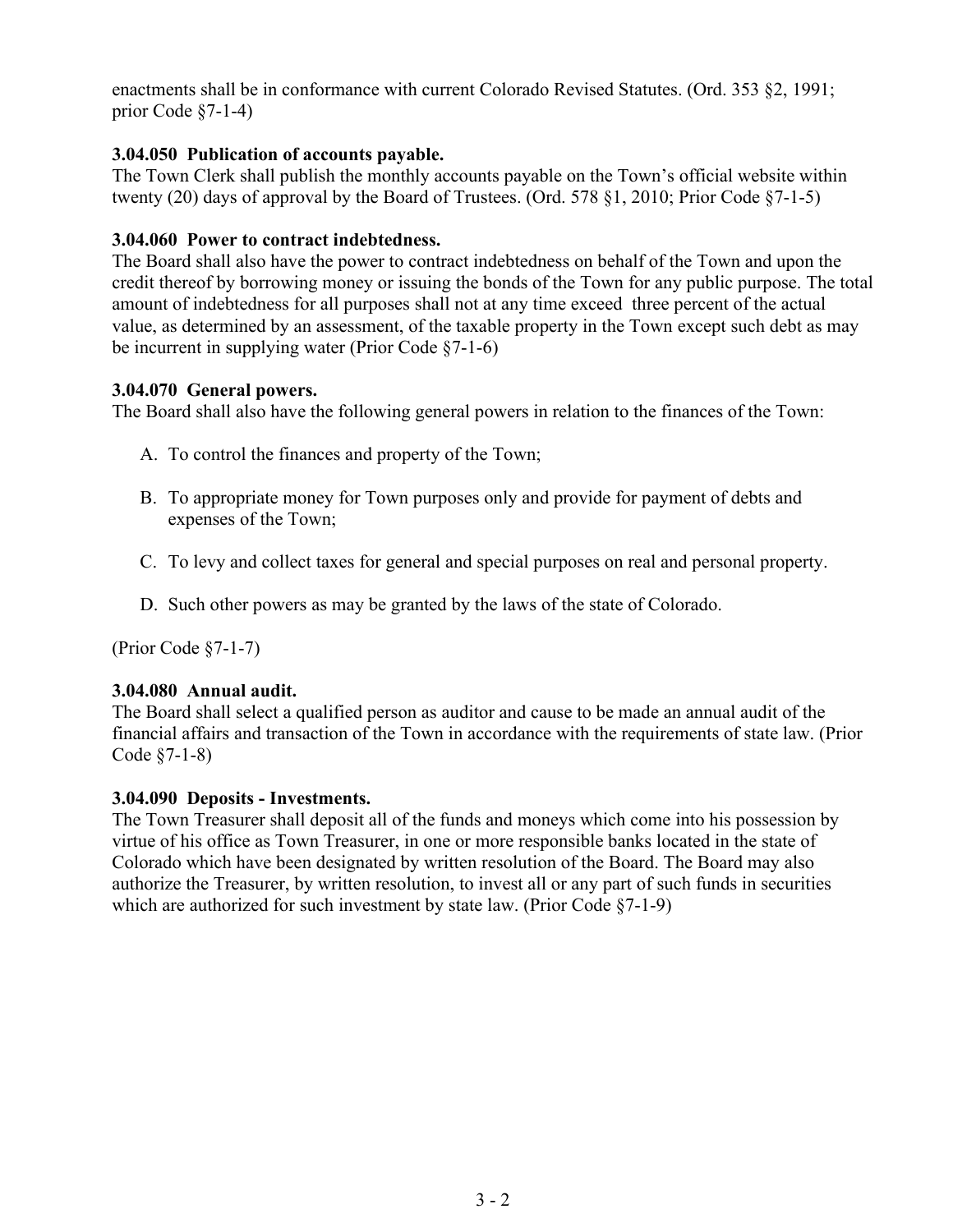enactments shall be in conformance with current Colorado Revised Statutes. (Ord. 353 §2, 1991; prior Code §7-1-4)

**3.04.050 Publication of accounts payable.**
The Town Clerk shall publish the monthly accounts payable on the Town's official website within twenty (20) days of approval by the Board of Trustees. (Ord. 578 §1, 2010; Prior Code §7-1-5)

**3.04.060 Power to contract indebtedness.**
The Board shall also have the power to contract indebtedness on behalf of the Town and upon the credit thereof by borrowing money or issuing the bonds of the Town for any public purpose. The total amount of indebtedness for all purposes shall not at any time exceed three percent of the actual value, as determined by an assessment, of the taxable property in the Town except such debt as may be incurrent in supplying water (Prior Code §7-1-6)

**3.04.070 General powers.**
The Board shall also have the following general powers in relation to the finances of the Town:

A. To control the finances and property of the Town;

B. To appropriate money for Town purposes only and provide for payment of debts and expenses of the Town;

C. To levy and collect taxes for general and special purposes on real and personal property.

D. Such other powers as may be granted by the laws of the state of Colorado.

(Prior Code §7-1-7)

**3.04.080 Annual audit.**
The Board shall select a qualified person as auditor and cause to be made an annual audit of the financial affairs and transaction of the Town in accordance with the requirements of state law. (Prior Code §7-1-8)

**3.04.090 Deposits - Investments.**
The Town Treasurer shall deposit all of the funds and moneys which come into his possession by virtue of his office as Town Treasurer, in one or more responsible banks located in the state of Colorado which have been designated by written resolution of the Board. The Board may also authorize the Treasurer, by written resolution, to invest all or any part of such funds in securities which are authorized for such investment by state law. (Prior Code §7-1-9)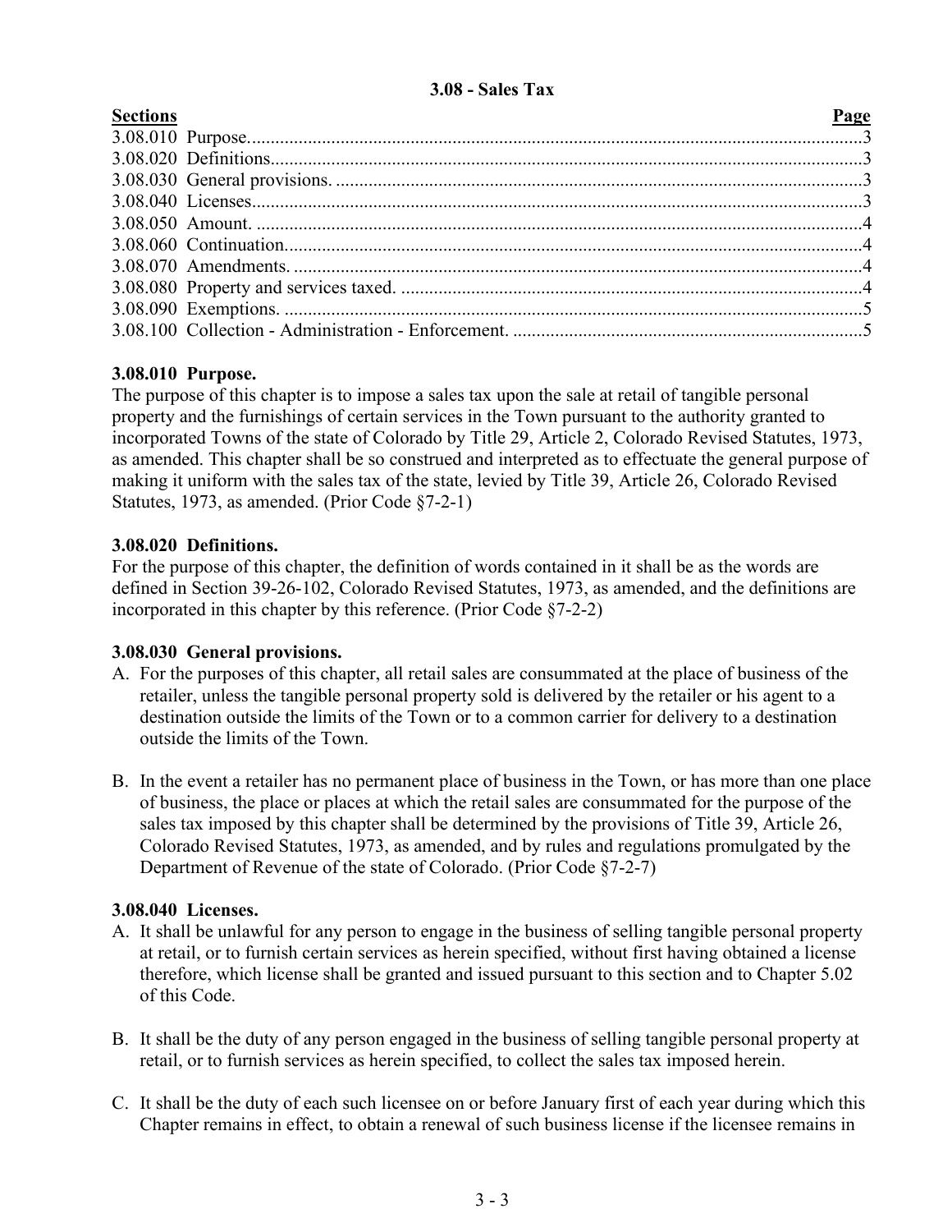# 3.08 - Sales Tax

| Sections | Page |
| --- | --- |
| 3.08.010 Purpose. | 3 |
| 3.08.020 Definitions. | 3 |
| 3.08.030 General provisions. | 3 |
| 3.08.040 Licenses. | 3 |
| 3.08.050 Amount. | 4 |
| 3.08.060 Continuation. | 4 |
| 3.08.070 Amendments. | 4 |
| 3.08.080 Property and services taxed. | 4 |
| 3.08.090 Exemptions. | 5 |
| 3.08.100 Collection - Administration - Enforcement. | 5 |

### 3.08.010 Purpose.

The purpose of this chapter is to impose a sales tax upon the sale at retail of tangible personal property and the furnishings of certain services in the Town pursuant to the authority granted to incorporated Towns of the state of Colorado by Title 29, Article 2, Colorado Revised Statutes, 1973, as amended. This chapter shall be so construed and interpreted as to effectuate the general purpose of making it uniform with the sales tax of the state, levied by Title 39, Article 26, Colorado Revised Statutes, 1973, as amended. (Prior Code §7-2-1)

### 3.08.020 Definitions.

For the purpose of this chapter, the definition of words contained in it shall be as the words are defined in Section 39-26-102, Colorado Revised Statutes, 1973, as amended, and the definitions are incorporated in this chapter by this reference. (Prior Code §7-2-2)

### 3.08.030 General provisions.

A. For the purposes of this chapter, all retail sales are consummated at the place of business of the retailer, unless the tangible personal property sold is delivered by the retailer or his agent to a destination outside the limits of the Town or to a common carrier for delivery to a destination outside the limits of the Town.

B. In the event a retailer has no permanent place of business in the Town, or has more than one place of business, the place or places at which the retail sales are consummated for the purpose of the sales tax imposed by this chapter shall be determined by the provisions of Title 39, Article 26, Colorado Revised Statutes, 1973, as amended, and by rules and regulations promulgated by the Department of Revenue of the state of Colorado. (Prior Code §7-2-7)

### 3.08.040 Licenses.

A. It shall be unlawful for any person to engage in the business of selling tangible personal property at retail, or to furnish certain services as herein specified, without first having obtained a license therefore, which license shall be granted and issued pursuant to this section and to Chapter 5.02 of this Code.

B. It shall be the duty of any person engaged in the business of selling tangible personal property at retail, or to furnish services as herein specified, to collect the sales tax imposed herein.

C. It shall be the duty of each such licensee on or before January first of each year during which this Chapter remains in effect, to obtain a renewal of such business license if the licensee remains in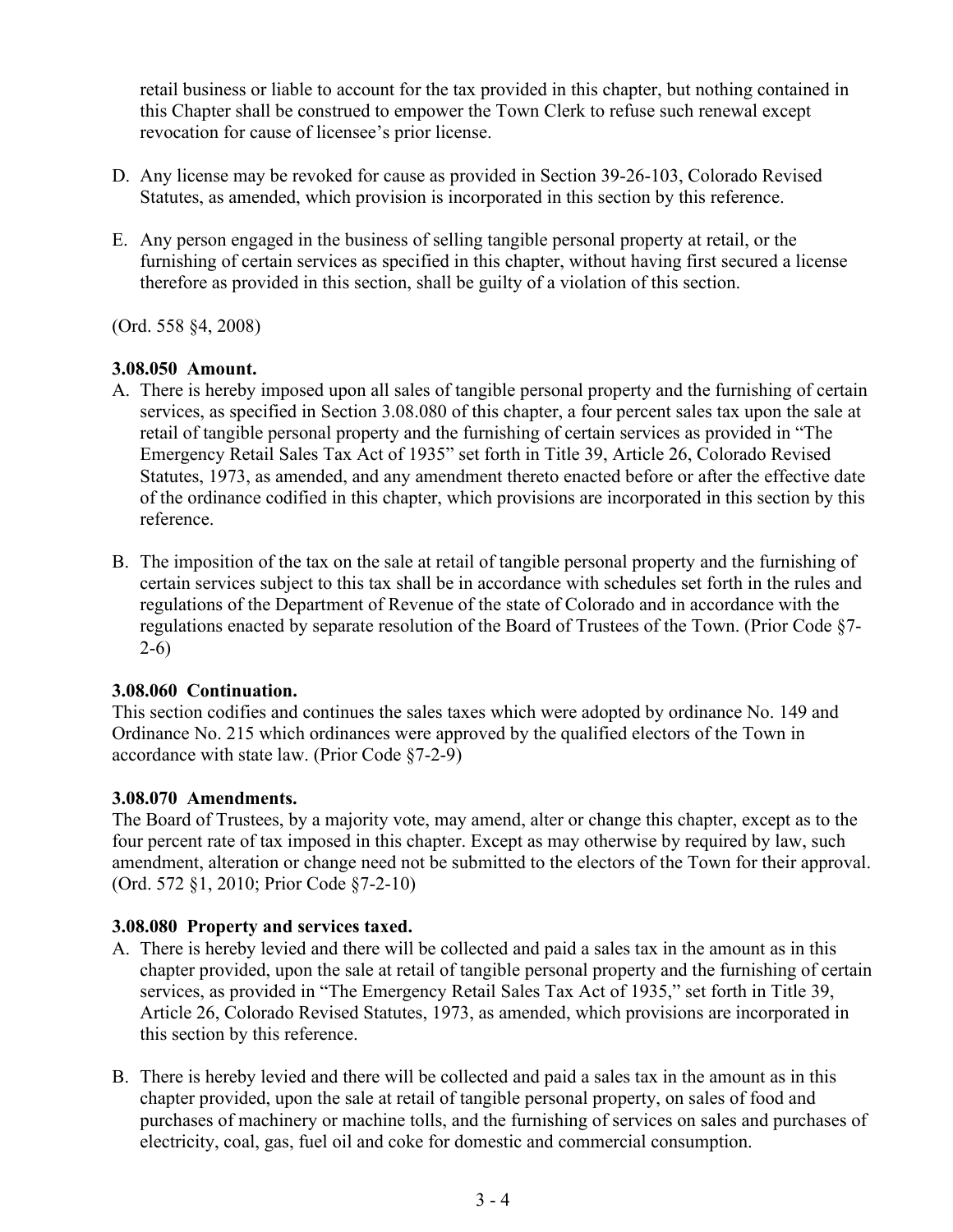retail business or liable to account for the tax provided in this chapter, but nothing contained in this Chapter shall be construed to empower the Town Clerk to refuse such renewal except revocation for cause of licensee's prior license.

D. Any license may be revoked for cause as provided in Section 39-26-103, Colorado Revised Statutes, as amended, which provision is incorporated in this section by this reference.

E. Any person engaged in the business of selling tangible personal property at retail, or the furnishing of certain services as specified in this chapter, without having first secured a license therefore as provided in this section, shall be guilty of a violation of this section.

(Ord. 558 §4, 2008)

**3.08.050 Amount.**

A. There is hereby imposed upon all sales of tangible personal property and the furnishing of certain services, as specified in Section 3.08.080 of this chapter, a four percent sales tax upon the sale at retail of tangible personal property and the furnishing of certain services as provided in "The Emergency Retail Sales Tax Act of 1935" set forth in Title 39, Article 26, Colorado Revised Statutes, 1973, as amended, and any amendment thereto enacted before or after the effective date of the ordinance codified in this chapter, which provisions are incorporated in this section by this reference.

B. The imposition of the tax on the sale at retail of tangible personal property and the furnishing of certain services subject to this tax shall be in accordance with schedules set forth in the rules and regulations of the Department of Revenue of the state of Colorado and in accordance with the regulations enacted by separate resolution of the Board of Trustees of the Town. (Prior Code §7-2-6)

**3.08.060 Continuation.**

This section codifies and continues the sales taxes which were adopted by ordinance No. 149 and Ordinance No. 215 which ordinances were approved by the qualified electors of the Town in accordance with state law. (Prior Code §7-2-9)

**3.08.070 Amendments.**

The Board of Trustees, by a majority vote, may amend, alter or change this chapter, except as to the four percent rate of tax imposed in this chapter. Except as may otherwise by required by law, such amendment, alteration or change need not be submitted to the electors of the Town for their approval. (Ord. 572 §1, 2010; Prior Code §7-2-10)

**3.08.080 Property and services taxed.**

A. There is hereby levied and there will be collected and paid a sales tax in the amount as in this chapter provided, upon the sale at retail of tangible personal property and the furnishing of certain services, as provided in "The Emergency Retail Sales Tax Act of 1935," set forth in Title 39, Article 26, Colorado Revised Statutes, 1973, as amended, which provisions are incorporated in this section by this reference.

B. There is hereby levied and there will be collected and paid a sales tax in the amount as in this chapter provided, upon the sale at retail of tangible personal property, on sales of food and purchases of machinery or machine tolls, and the furnishing of services on sales and purchases of electricity, coal, gas, fuel oil and coke for domestic and commercial consumption.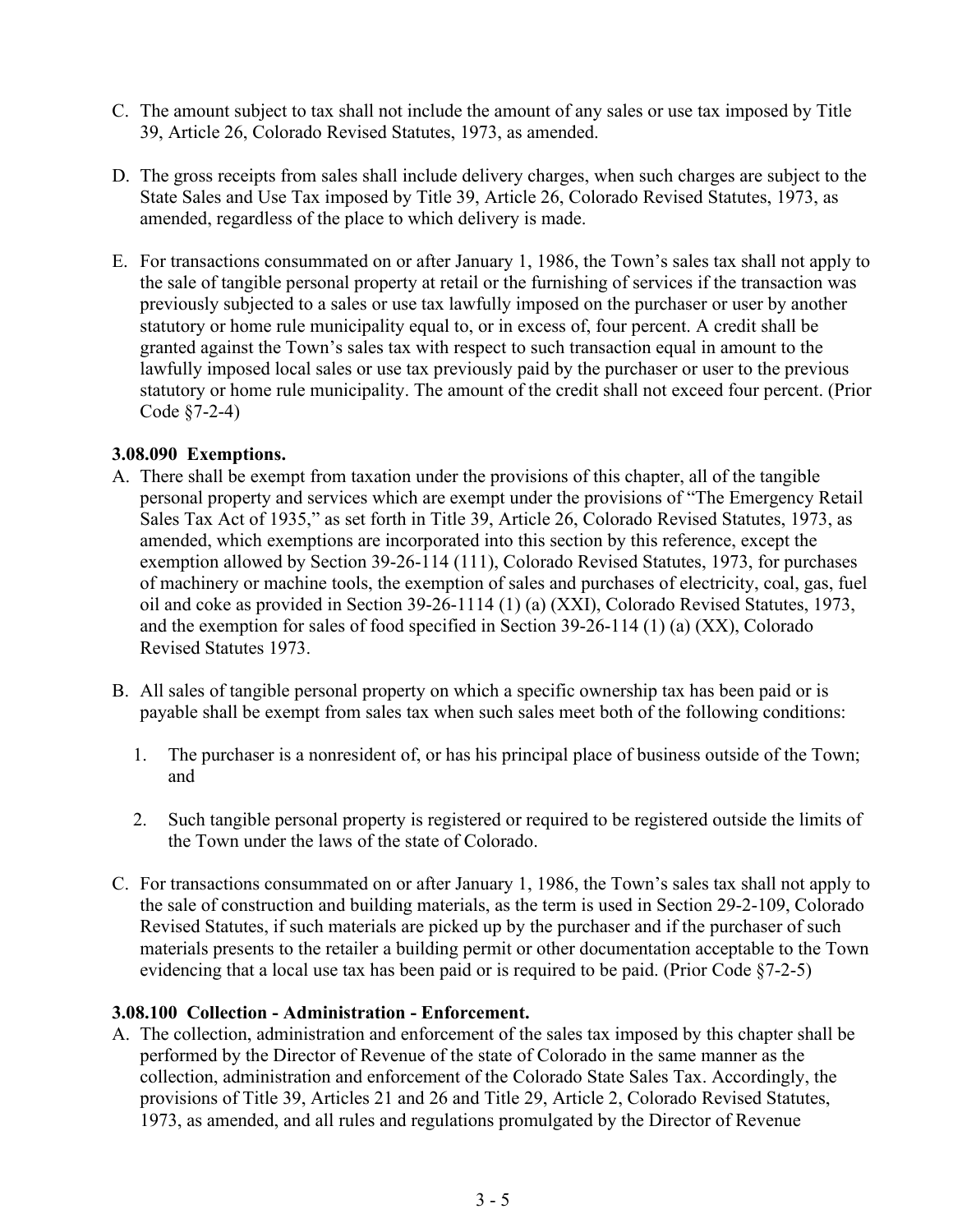C. The amount subject to tax shall not include the amount of any sales or use tax imposed by Title 39, Article 26, Colorado Revised Statutes, 1973, as amended.

D. The gross receipts from sales shall include delivery charges, when such charges are subject to the State Sales and Use Tax imposed by Title 39, Article 26, Colorado Revised Statutes, 1973, as amended, regardless of the place to which delivery is made.

E. For transactions consummated on or after January 1, 1986, the Town's sales tax shall not apply to the sale of tangible personal property at retail or the furnishing of services if the transaction was previously subjected to a sales or use tax lawfully imposed on the purchaser or user by another statutory or home rule municipality equal to, or in excess of, four percent. A credit shall be granted against the Town's sales tax with respect to such transaction equal in amount to the lawfully imposed local sales or use tax previously paid by the purchaser or user to the previous statutory or home rule municipality. The amount of the credit shall not exceed four percent. (Prior Code §7-2-4)

**3.08.090 Exemptions.**

A. There shall be exempt from taxation under the provisions of this chapter, all of the tangible personal property and services which are exempt under the provisions of "The Emergency Retail Sales Tax Act of 1935," as set forth in Title 39, Article 26, Colorado Revised Statutes, 1973, as amended, which exemptions are incorporated into this section by this reference, except the exemption allowed by Section 39-26-114 (111), Colorado Revised Statutes, 1973, for purchases of machinery or machine tools, the exemption of sales and purchases of electricity, coal, gas, fuel oil and coke as provided in Section 39-26-1114 (1) (a) (XXI), Colorado Revised Statutes, 1973, and the exemption for sales of food specified in Section 39-26-114 (1) (a) (XX), Colorado Revised Statutes 1973.

B. All sales of tangible personal property on which a specific ownership tax has been paid or is payable shall be exempt from sales tax when such sales meet both of the following conditions:

   1. The purchaser is a nonresident of, or has his principal place of business outside of the Town; and

   2. Such tangible personal property is registered or required to be registered outside the limits of the Town under the laws of the state of Colorado.

C. For transactions consummated on or after January 1, 1986, the Town's sales tax shall not apply to the sale of construction and building materials, as the term is used in Section 29-2-109, Colorado Revised Statutes, if such materials are picked up by the purchaser and if the purchaser of such materials presents to the retailer a building permit or other documentation acceptable to the Town evidencing that a local use tax has been paid or is required to be paid. (Prior Code §7-2-5)

**3.08.100 Collection - Administration - Enforcement.**

A. The collection, administration and enforcement of the sales tax imposed by this chapter shall be performed by the Director of Revenue of the state of Colorado in the same manner as the collection, administration and enforcement of the Colorado State Sales Tax. Accordingly, the provisions of Title 39, Articles 21 and 26 and Title 29, Article 2, Colorado Revised Statutes, 1973, as amended, and all rules and regulations promulgated by the Director of Revenue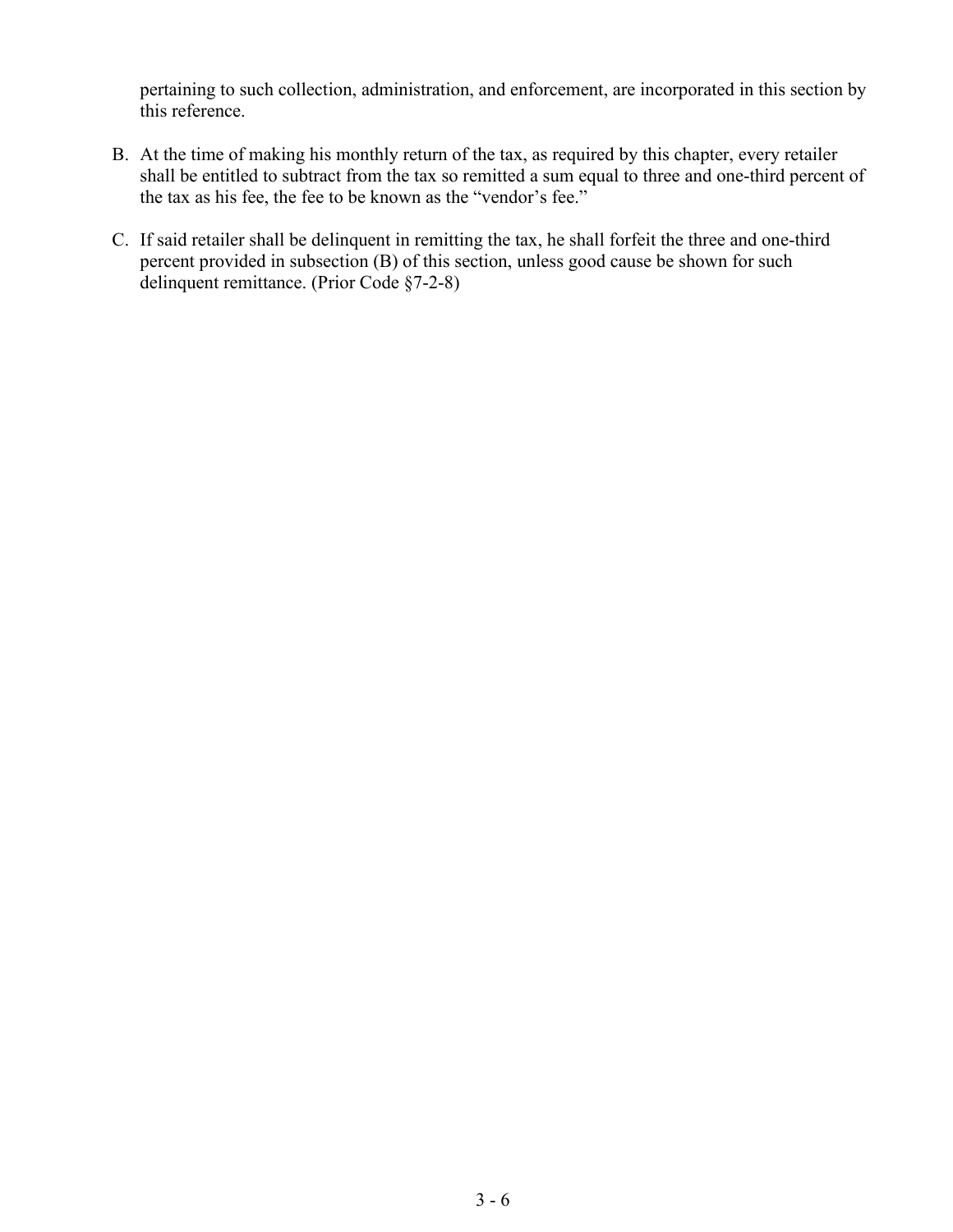pertaining to such collection, administration, and enforcement, are incorporated in this section by this reference.

B. At the time of making his monthly return of the tax, as required by this chapter, every retailer shall be entitled to subtract from the tax so remitted a sum equal to three and one-third percent of the tax as his fee, the fee to be known as the "vendor's fee."

C. If said retailer shall be delinquent in remitting the tax, he shall forfeit the three and one-third percent provided in subsection (B) of this section, unless good cause be shown for such delinquent remittance. (Prior Code §7-2-8)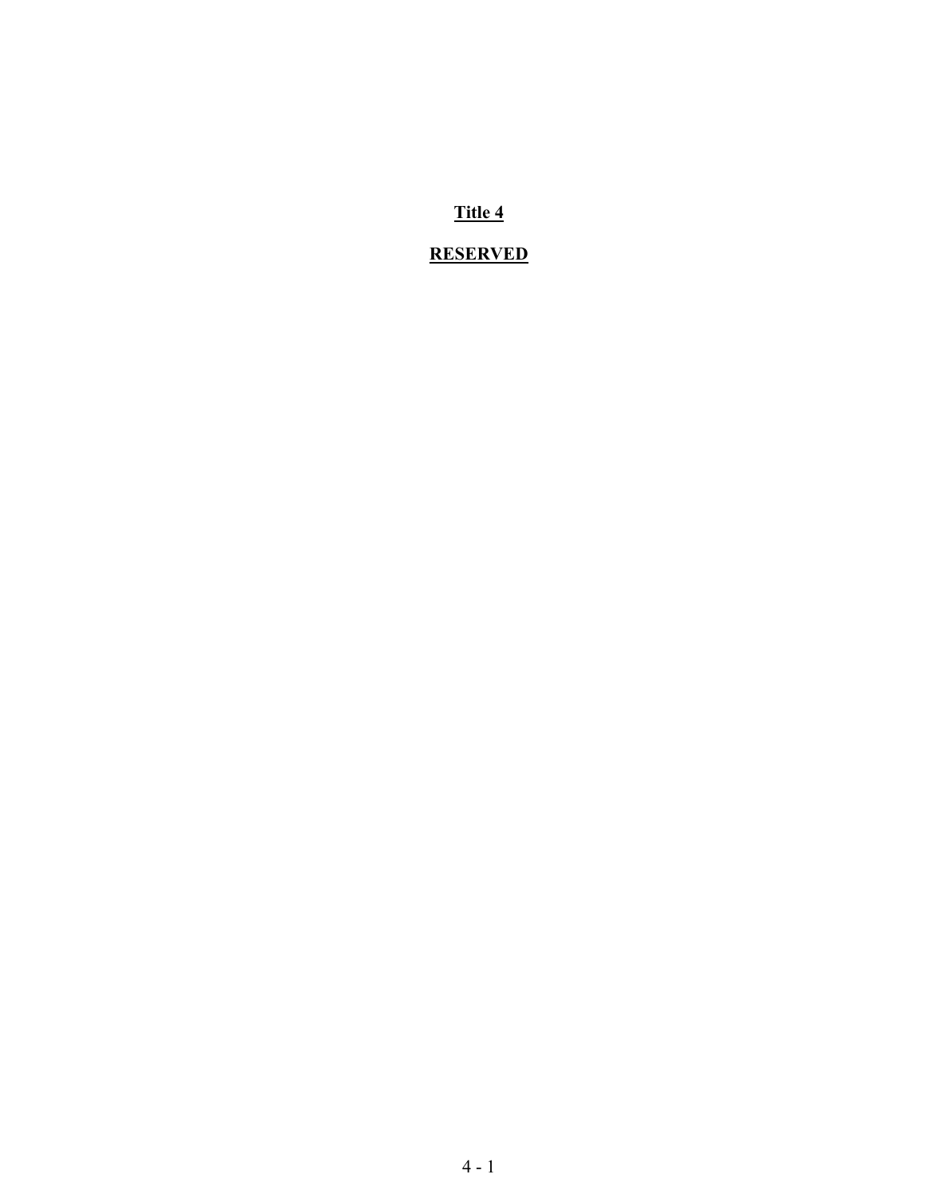# Title 4

## RESERVED